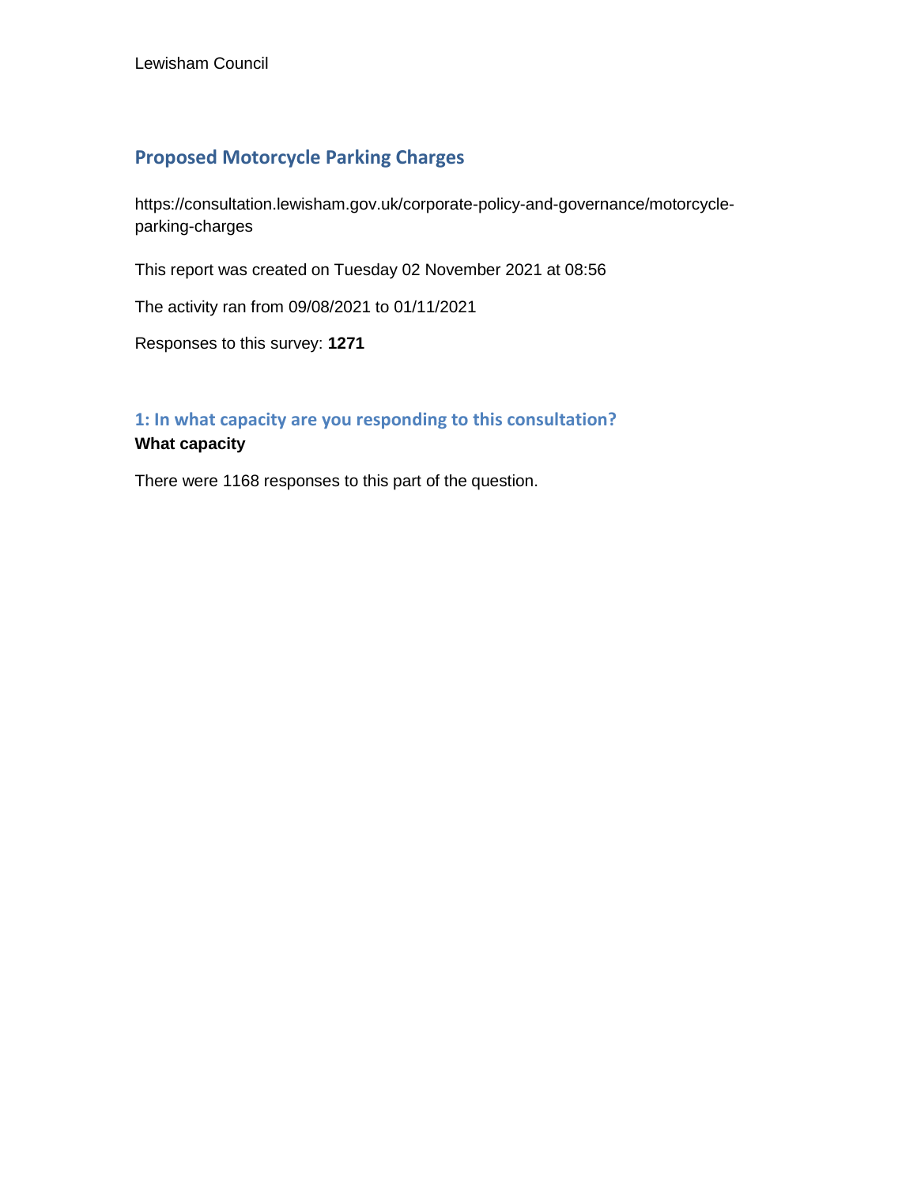Lewisham Council

## Proposed Motorcycle Parking Charges

https://consultation.lewisham.gov.uk/corporate-policy-and-governance/motorcycle-parking-charges

This report was created on Tuesday 02 November 2021 at 08:56

The activity ran from 09/08/2021 to 01/11/2021

Responses to this survey: **1271**

### 1: In what capacity are you responding to this consultation?

**What capacity**

There were 1168 responses to this part of the question.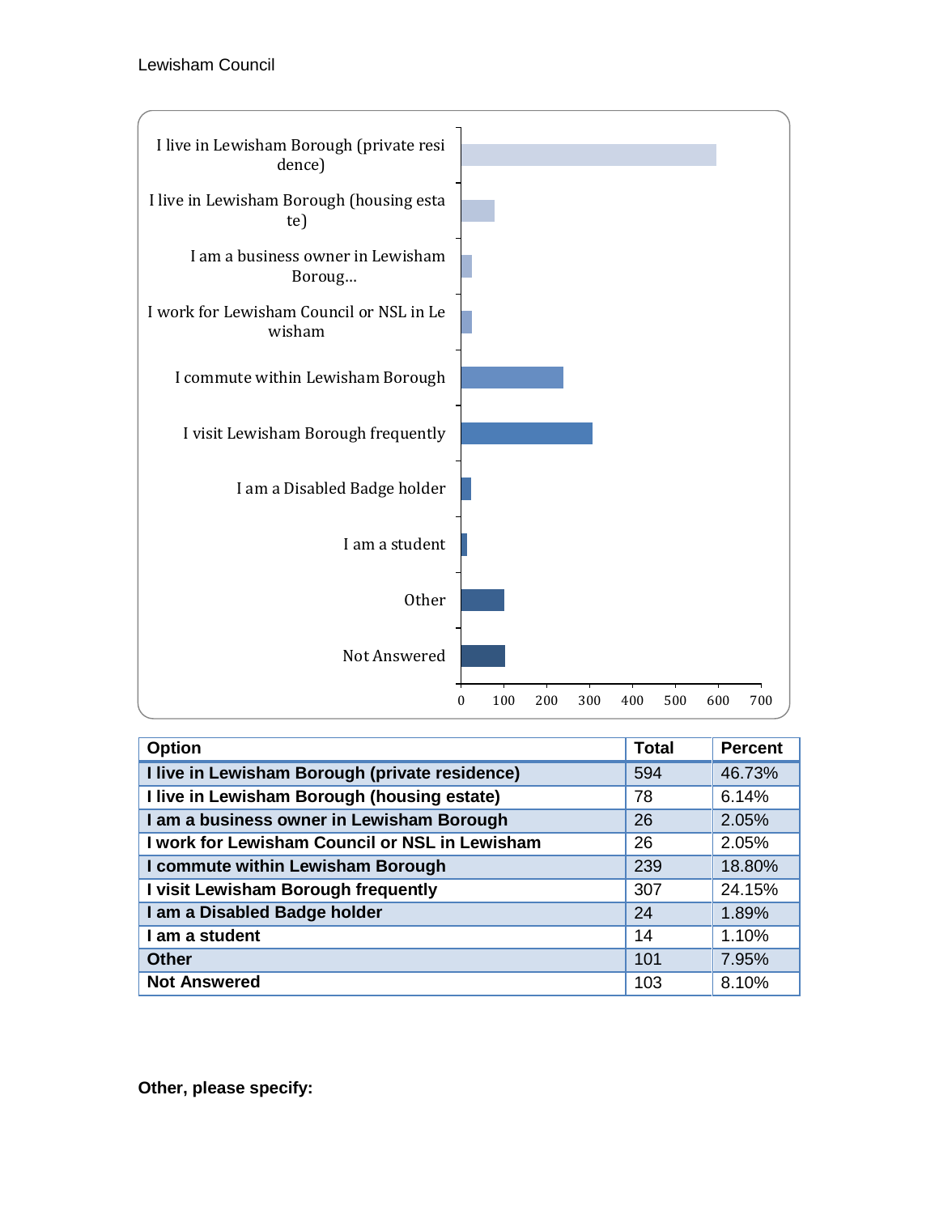| Option | Total | Percent |
|---|---|---|
| **I live in Lewisham Borough (private residence)** | 594 | 46.73% |
| **I live in Lewisham Borough (housing estate)** | 78 | 6.14% |
| **I am a business owner in Lewisham Borough** | 26 | 2.05% |
| **I work for Lewisham Council or NSL in Lewisham** | 26 | 2.05% |
| **I commute within Lewisham Borough** | 239 | 18.80% |
| **I visit Lewisham Borough frequently** | 307 | 24.15% |
| **I am a Disabled Badge holder** | 24 | 1.89% |
| **I am a student** | 14 | 1.10% |
| **Other** | 101 | 7.95% |
| **Not Answered** | 103 | 8.10% |

**Other, please specify:**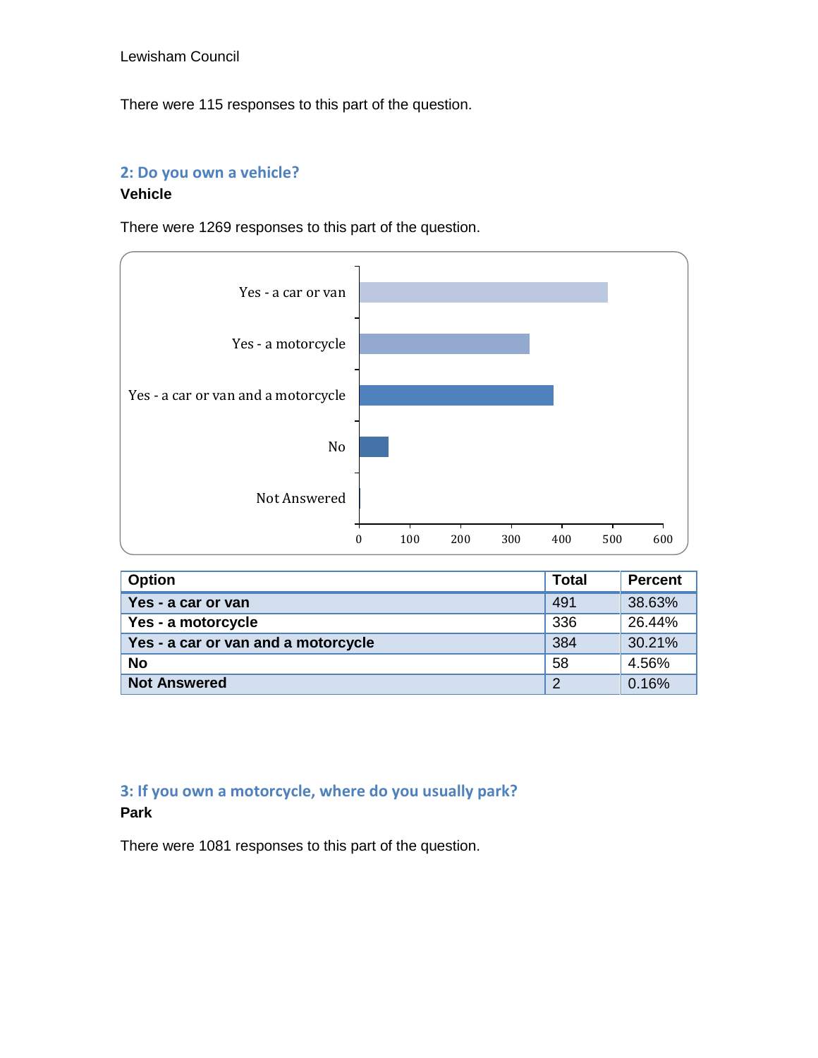There were 115 responses to this part of the question.

## 2: Do you own a vehicle?

**Vehicle**

There were 1269 responses to this part of the question.

| Option | Total | Percent |
|---|---|---|
| Yes - a car or van | 491 | 38.63% |
| Yes - a motorcycle | 336 | 26.44% |
| Yes - a car or van and a motorcycle | 384 | 30.21% |
| No | 58 | 4.56% |
| Not Answered | 2 | 0.16% |

## 3: If you own a motorcycle, where do you usually park?

**Park**

There were 1081 responses to this part of the question.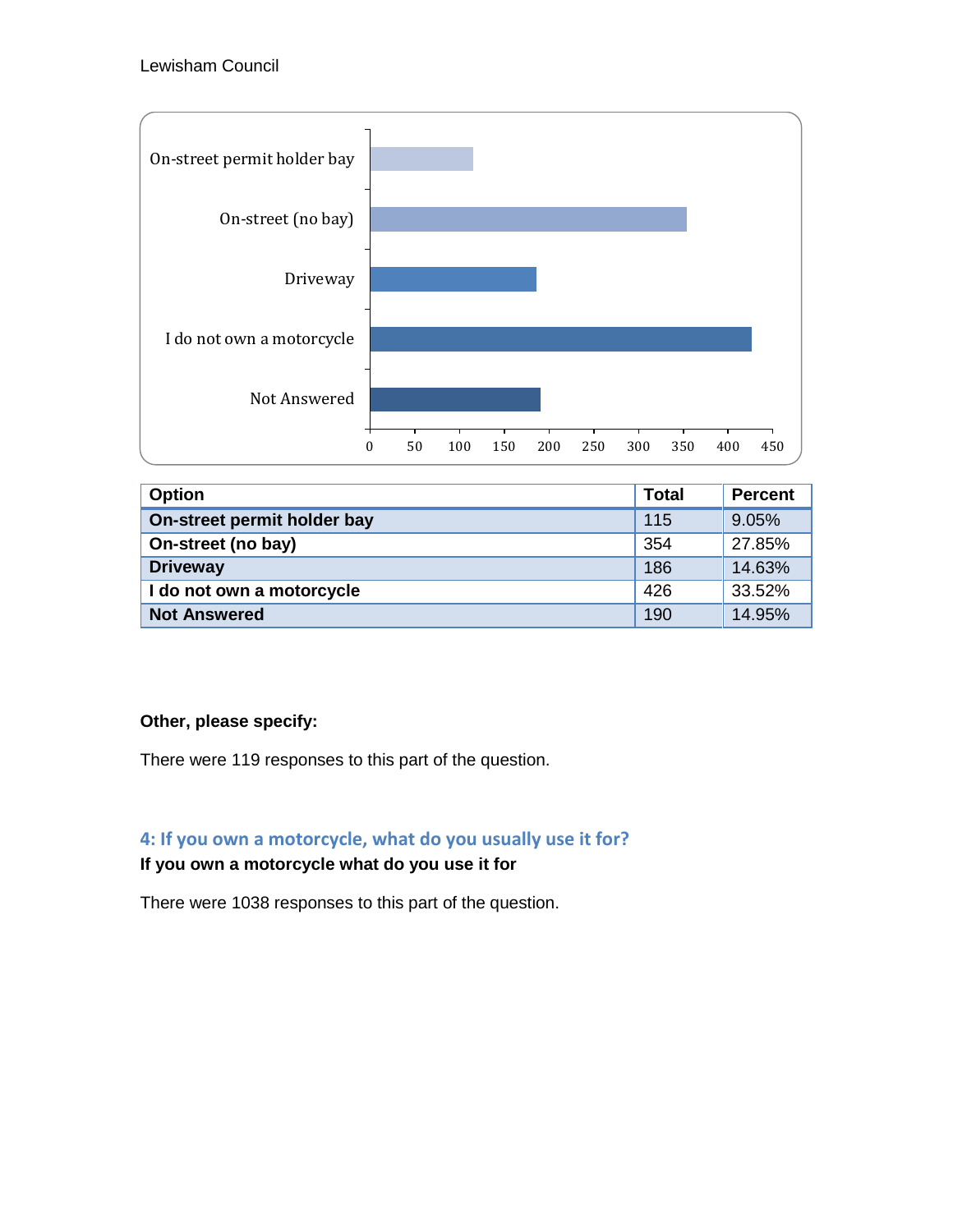| Option | Total | Percent |
|---|---|---|
| On-street permit holder bay | 115 | 9.05% |
| On-street (no bay) | 354 | 27.85% |
| Driveway | 186 | 14.63% |
| I do not own a motorcycle | 426 | 33.52% |
| Not Answered | 190 | 14.95% |

**Other, please specify:**

There were 119 responses to this part of the question.

## 4: If you own a motorcycle, what do you usually use it for?

**If you own a motorcycle what do you use it for**

There were 1038 responses to this part of the question.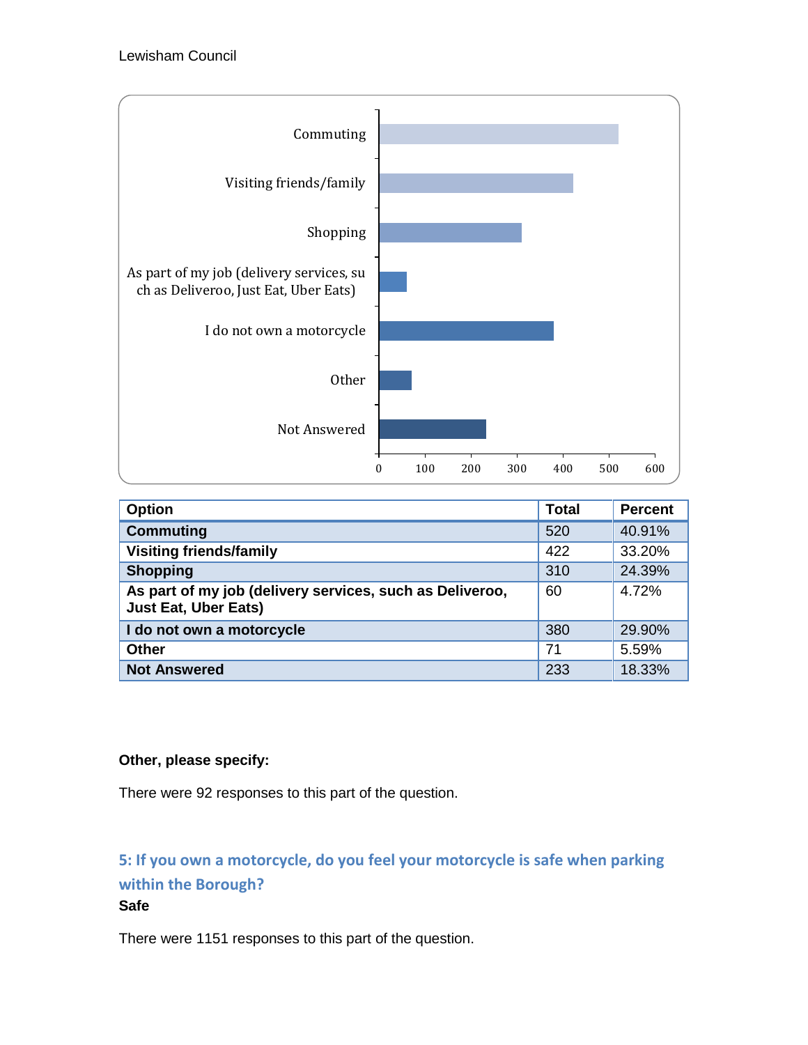| Option | Total | Percent |
|---|---|---|
| **Commuting** | 520 | 40.91% |
| **Visiting friends/family** | 422 | 33.20% |
| **Shopping** | 310 | 24.39% |
| **As part of my job (delivery services, such as Deliveroo, Just Eat, Uber Eats)** | 60 | 4.72% |
| **I do not own a motorcycle** | 380 | 29.90% |
| **Other** | 71 | 5.59% |
| **Not Answered** | 233 | 18.33% |

**Other, please specify:**

There were 92 responses to this part of the question.

## 5: If you own a motorcycle, do you feel your motorcycle is safe when parking within the Borough?

**Safe**

There were 1151 responses to this part of the question.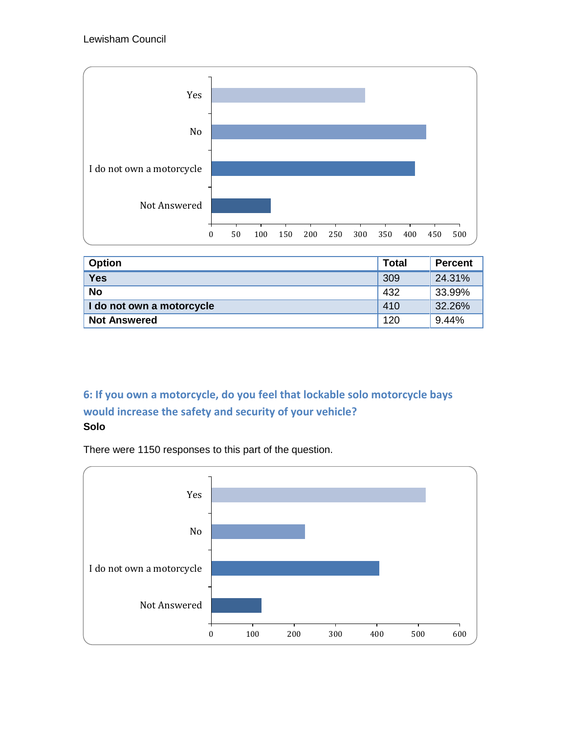| Option | Total | Percent |
|---|---|---|
| **Yes** | 309 | 24.31% |
| **No** | 432 | 33.99% |
| **I do not own a motorcycle** | 410 | 32.26% |
| **Not Answered** | 120 | 9.44% |

## 6: If you own a motorcycle, do you feel that lockable solo motorcycle bays would increase the safety and security of your vehicle?

**Solo**

There were 1150 responses to this part of the question.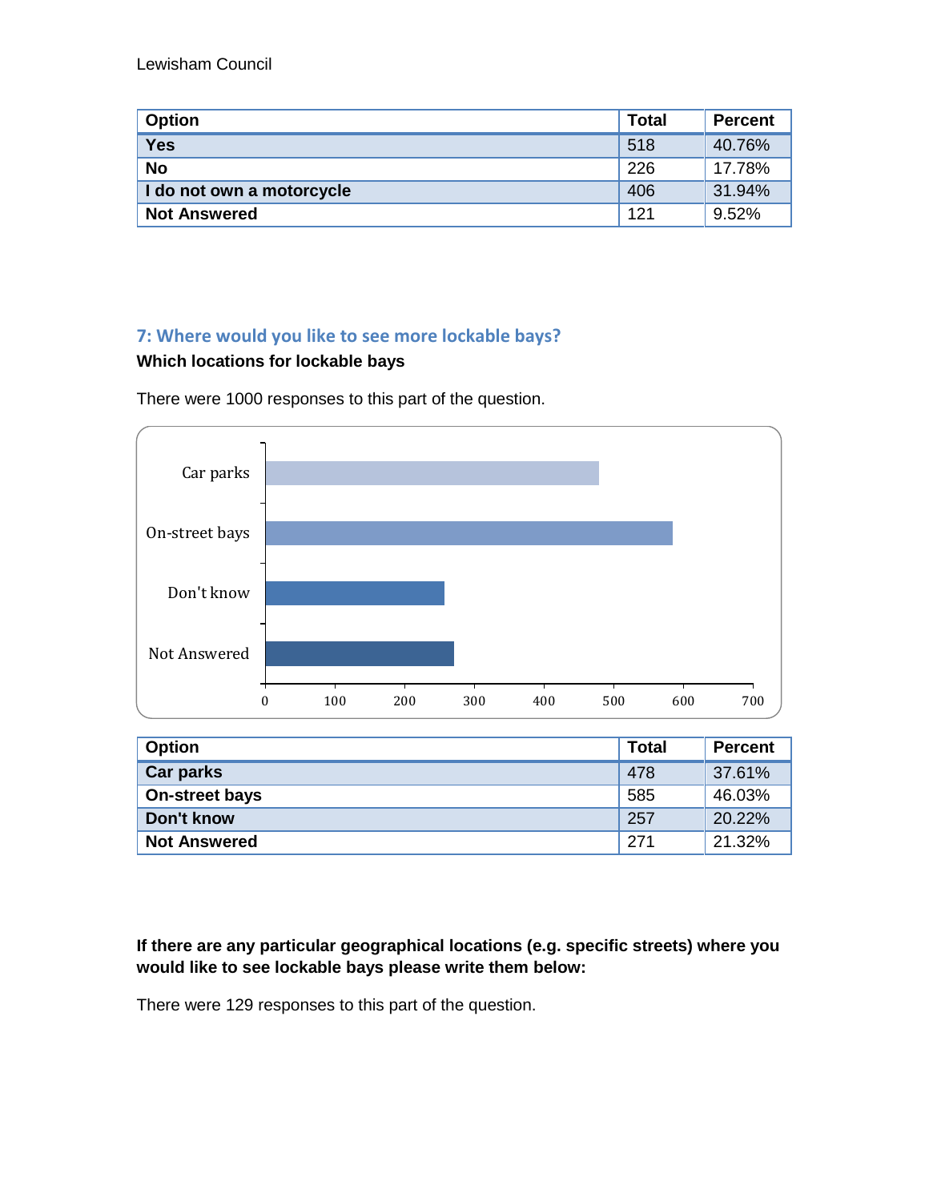| Option | Total | Percent |
|---|---|---|
| **Yes** | 518 | 40.76% |
| **No** | 226 | 17.78% |
| **I do not own a motorcycle** | 406 | 31.94% |
| **Not Answered** | 121 | 9.52% |

## 7: Where would you like to see more lockable bays?

**Which locations for lockable bays**

There were 1000 responses to this part of the question.

| Option | Total | Percent |
|---|---|---|
| **Car parks** | 478 | 37.61% |
| **On-street bays** | 585 | 46.03% |
| **Don't know** | 257 | 20.22% |
| **Not Answered** | 271 | 21.32% |

**If there are any particular geographical locations (e.g. specific streets) where you would like to see lockable bays please write them below:**

There were 129 responses to this part of the question.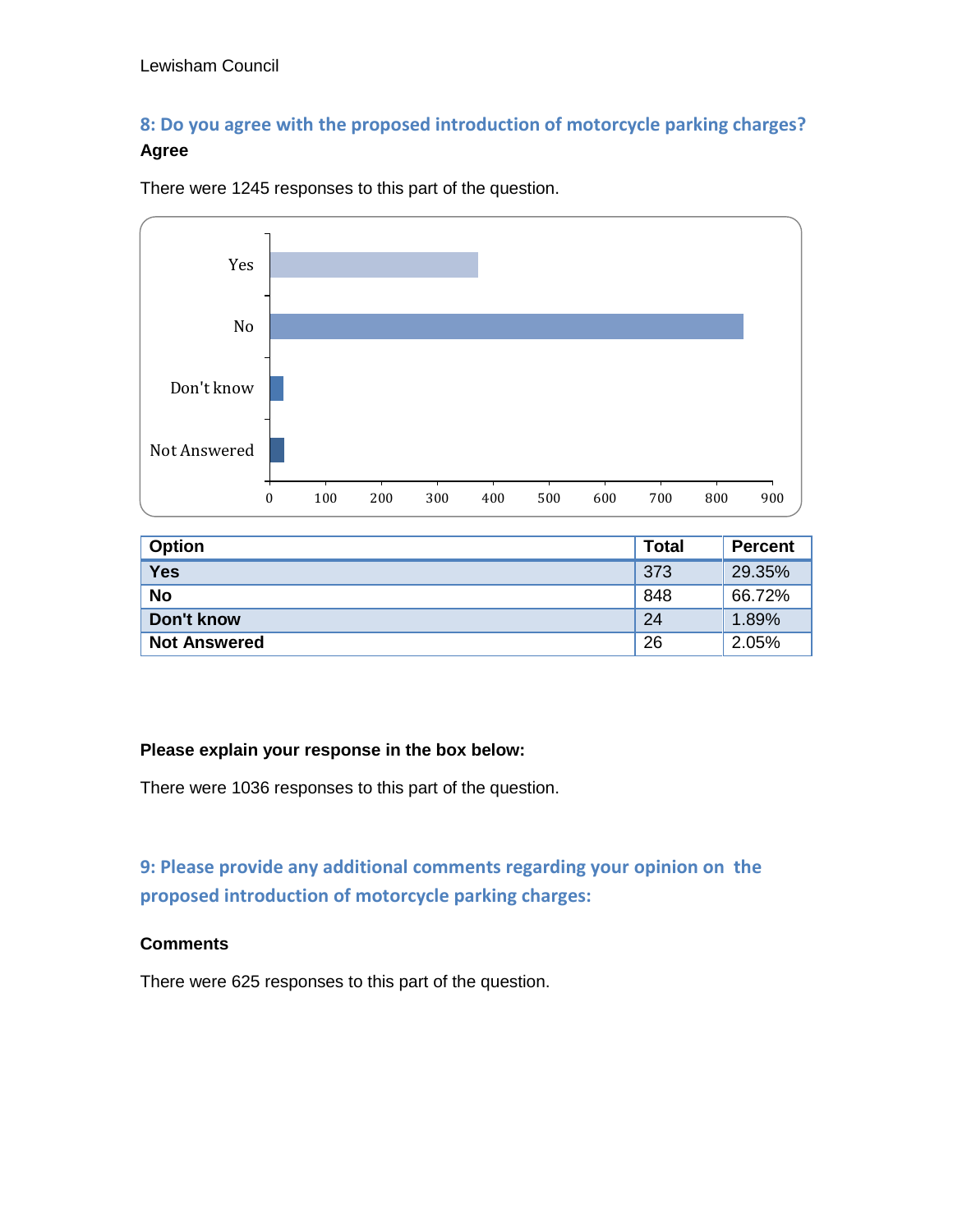## 8: Do you agree with the proposed introduction of motorcycle parking charges?

**Agree**

There were 1245 responses to this part of the question.

| Option | Total | Percent |
|---|---|---|
| **Yes** | 373 | 29.35% |
| **No** | 848 | 66.72% |
| **Don't know** | 24 | 1.89% |
| **Not Answered** | 26 | 2.05% |

**Please explain your response in the box below:**

There were 1036 responses to this part of the question.

## 9: Please provide any additional comments regarding your opinion on the proposed introduction of motorcycle parking charges:

**Comments**

There were 625 responses to this part of the question.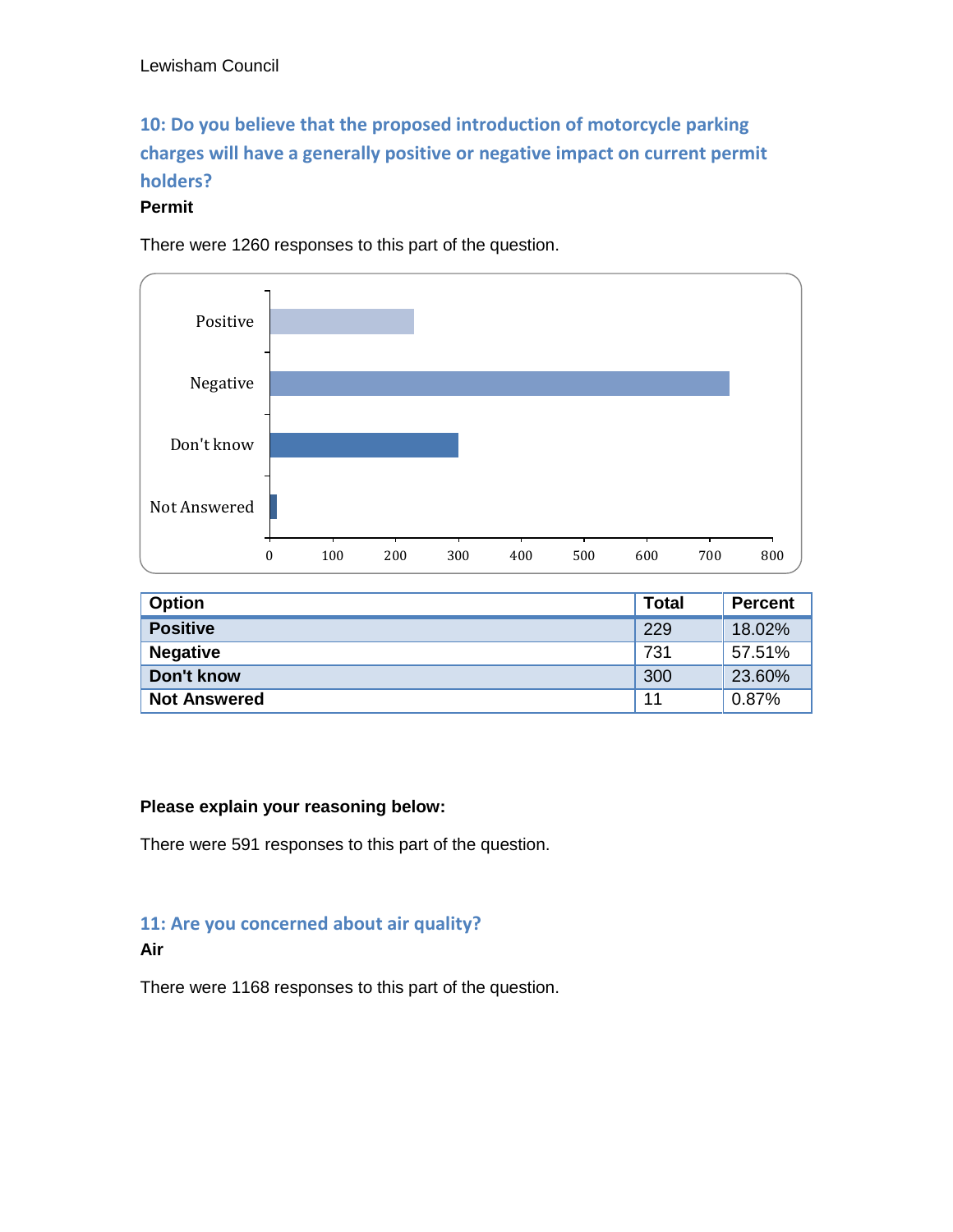## 10: Do you believe that the proposed introduction of motorcycle parking charges will have a generally positive or negative impact on current permit holders?

**Permit**

There were 1260 responses to this part of the question.

| Option | Total | Percent |
|---|---|---|
| **Positive** | 229 | 18.02% |
| **Negative** | 731 | 57.51% |
| **Don't know** | 300 | 23.60% |
| **Not Answered** | 11 | 0.87% |

**Please explain your reasoning below:**

There were 591 responses to this part of the question.

## 11: Are you concerned about air quality?

**Air**

There were 1168 responses to this part of the question.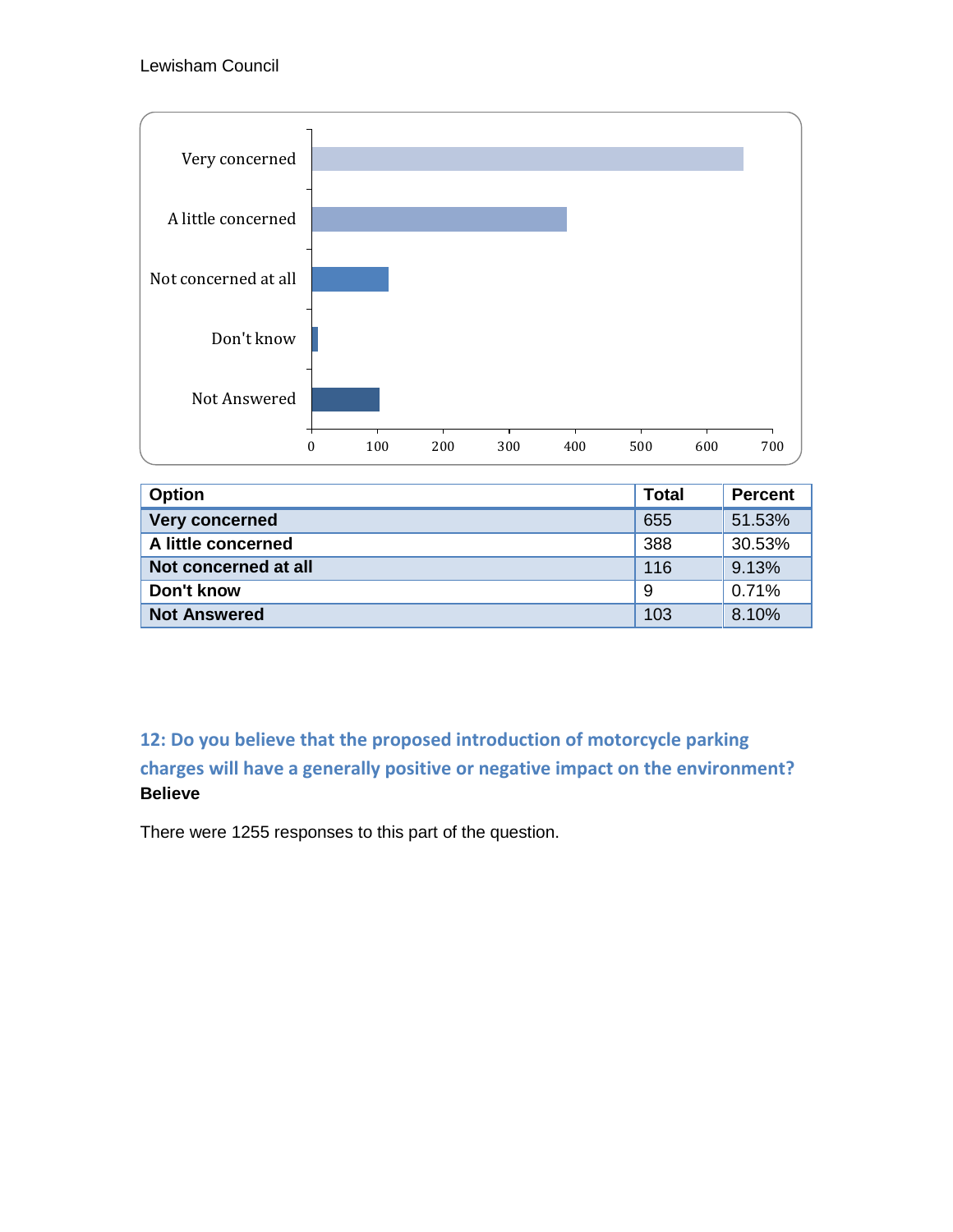| Option | Total | Percent |
| --- | --- | --- |
| **Very concerned** | 655 | 51.53% |
| **A little concerned** | 388 | 30.53% |
| **Not concerned at all** | 116 | 9.13% |
| **Don't know** | 9 | 0.71% |
| **Not Answered** | 103 | 8.10% |

## 12: Do you believe that the proposed introduction of motorcycle parking charges will have a generally positive or negative impact on the environment?

**Believe**

There were 1255 responses to this part of the question.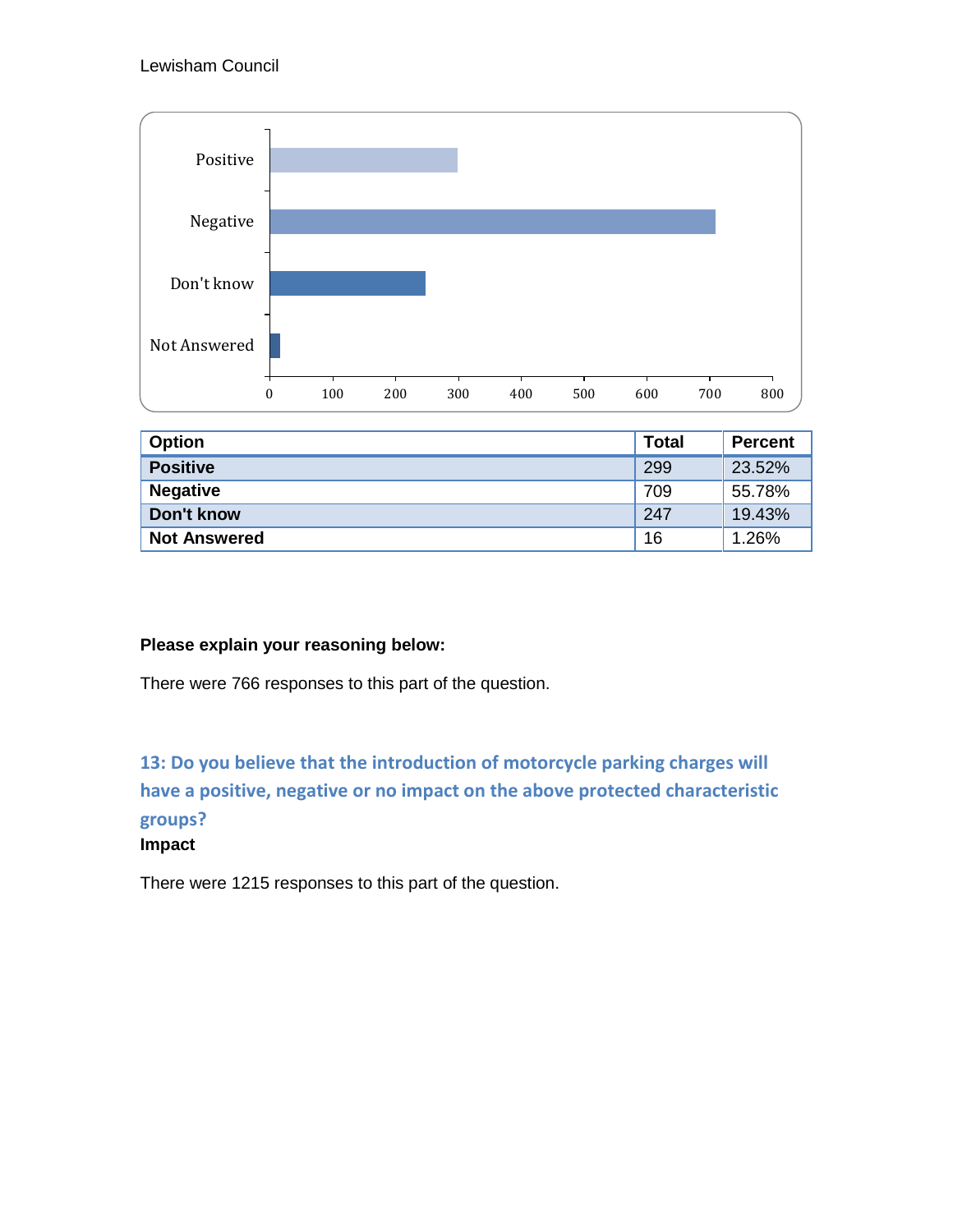| Option | Total | Percent |
| --- | --- | --- |
| **Positive** | 299 | 23.52% |
| **Negative** | 709 | 55.78% |
| **Don't know** | 247 | 19.43% |
| **Not Answered** | 16 | 1.26% |

**Please explain your reasoning below:**

There were 766 responses to this part of the question.

## 13: Do you believe that the introduction of motorcycle parking charges will have a positive, negative or no impact on the above protected characteristic groups?

**Impact**

There were 1215 responses to this part of the question.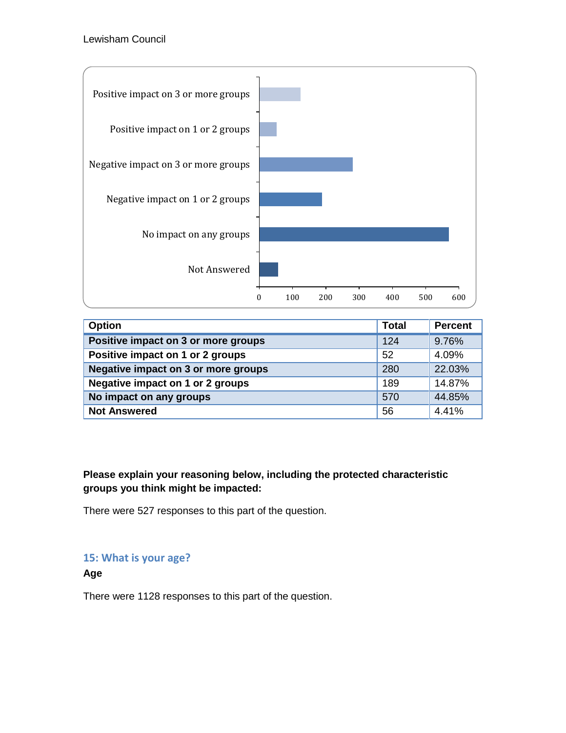| Option | Total | Percent |
|---|---|---|
| **Positive impact on 3 or more groups** | 124 | 9.76% |
| **Positive impact on 1 or 2 groups** | 52 | 4.09% |
| **Negative impact on 3 or more groups** | 280 | 22.03% |
| **Negative impact on 1 or 2 groups** | 189 | 14.87% |
| **No impact on any groups** | 570 | 44.85% |
| **Not Answered** | 56 | 4.41% |

**Please explain your reasoning below, including the protected characteristic groups you think might be impacted:**

There were 527 responses to this part of the question.

## 15: What is your age?

**Age**

There were 1128 responses to this part of the question.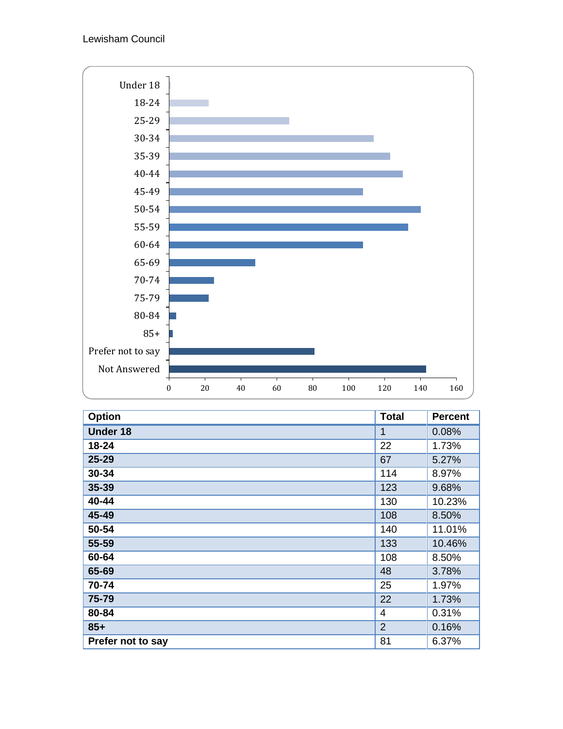| Option | Total | Percent |
|---|---|---|
| **Under 18** | 1 | 0.08% |
| **18-24** | 22 | 1.73% |
| **25-29** | 67 | 5.27% |
| **30-34** | 114 | 8.97% |
| **35-39** | 123 | 9.68% |
| **40-44** | 130 | 10.23% |
| **45-49** | 108 | 8.50% |
| **50-54** | 140 | 11.01% |
| **55-59** | 133 | 10.46% |
| **60-64** | 108 | 8.50% |
| **65-69** | 48 | 3.78% |
| **70-74** | 25 | 1.97% |
| **75-79** | 22 | 1.73% |
| **80-84** | 4 | 0.31% |
| **85+** | 2 | 0.16% |
| **Prefer not to say** | 81 | 6.37% |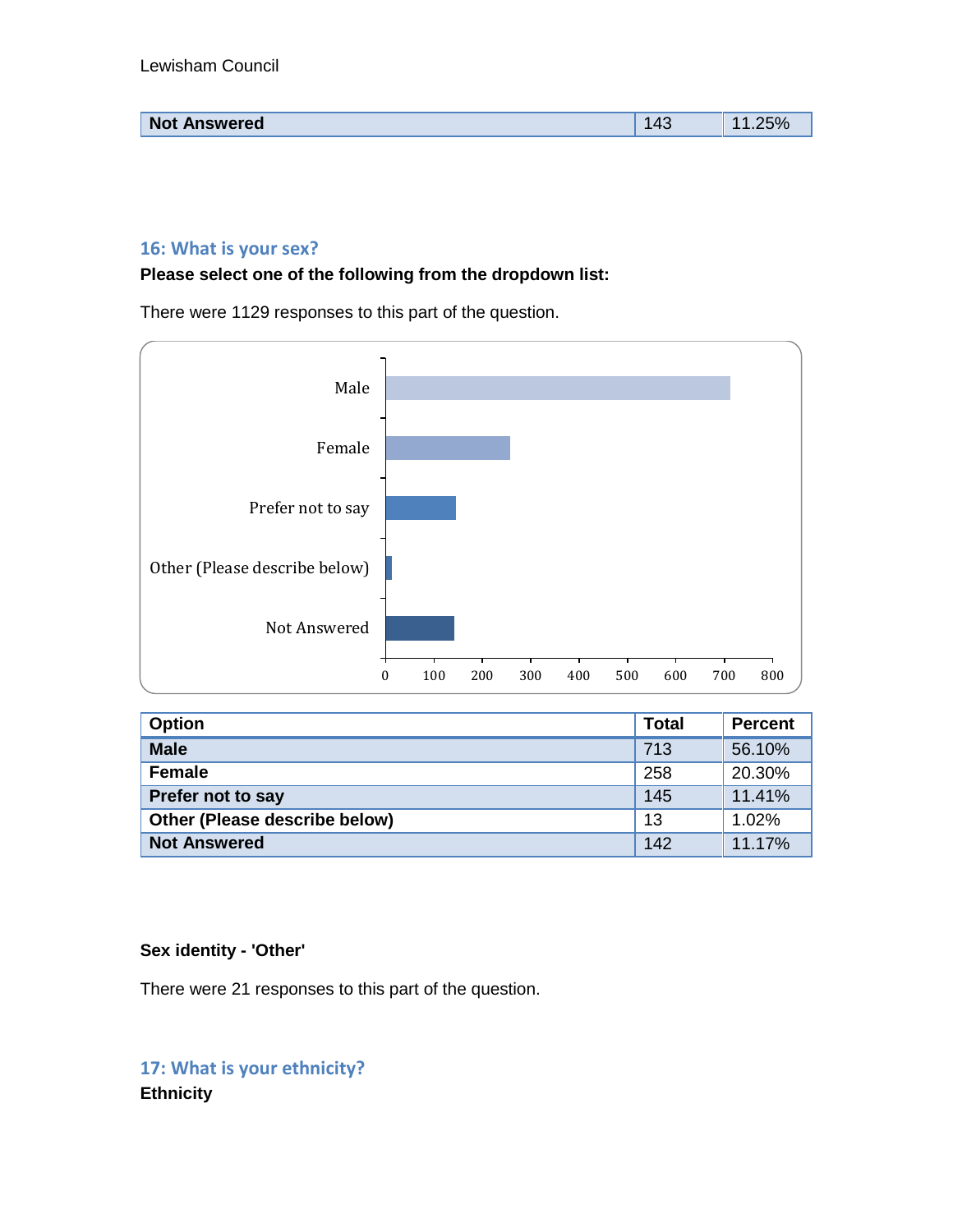| Not Answered | 143 | 11.25% |
|---|---|---|

### 16: What is your sex?

**Please select one of the following from the dropdown list:**

There were 1129 responses to this part of the question.

| Option | Total | Percent |
|---|---|---|
| Male | 713 | 56.10% |
| Female | 258 | 20.30% |
| Prefer not to say | 145 | 11.41% |
| Other (Please describe below) | 13 | 1.02% |
| Not Answered | 142 | 11.17% |

**Sex identity - 'Other'**

There were 21 responses to this part of the question.

### 17: What is your ethnicity?

**Ethnicity**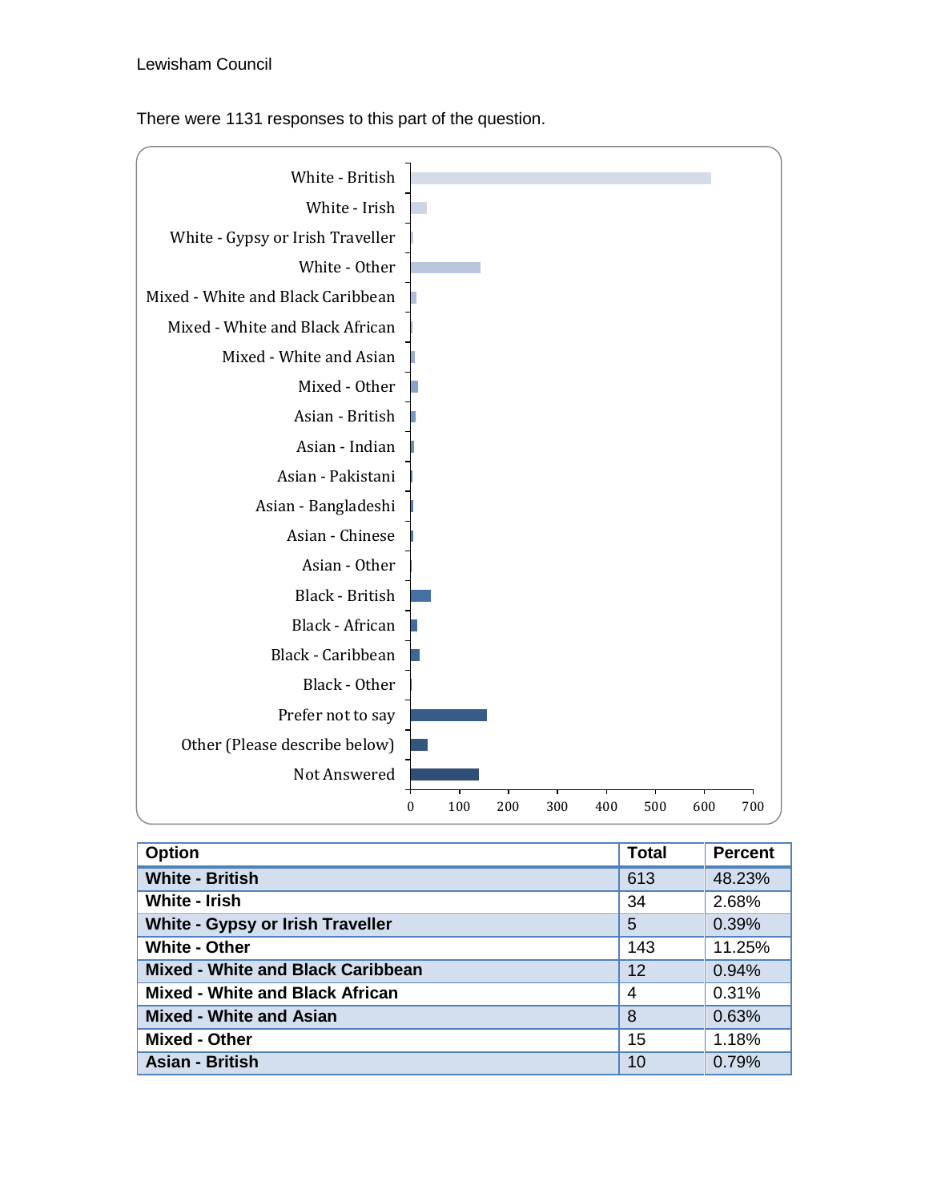There were 1131 responses to this part of the question.

| Option | Total | Percent |
|---|---|---|
| **White - British** | 613 | 48.23% |
| **White - Irish** | 34 | 2.68% |
| **White - Gypsy or Irish Traveller** | 5 | 0.39% |
| **White - Other** | 143 | 11.25% |
| **Mixed - White and Black Caribbean** | 12 | 0.94% |
| **Mixed - White and Black African** | 4 | 0.31% |
| **Mixed - White and Asian** | 8 | 0.63% |
| **Mixed - Other** | 15 | 1.18% |
| **Asian - British** | 10 | 0.79% |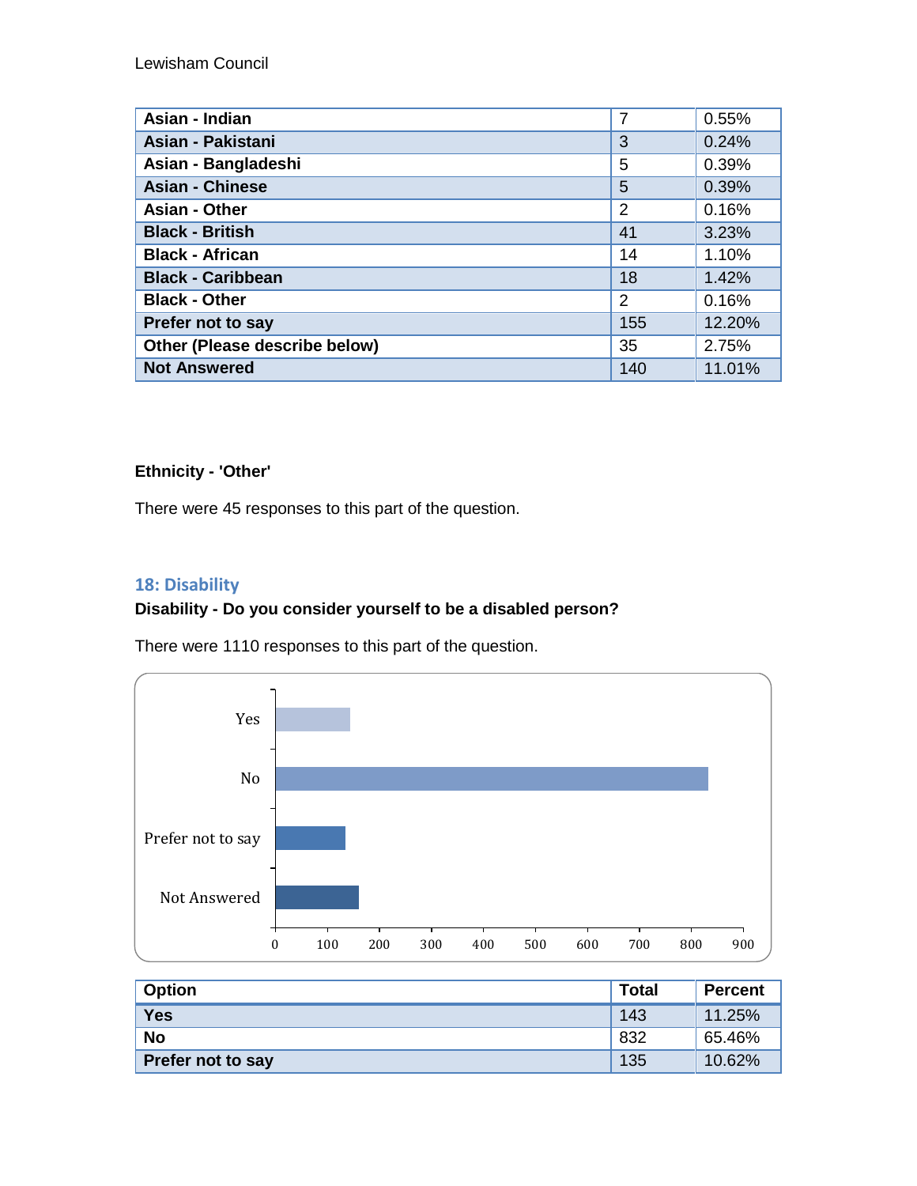| Asian - Indian | 7 | 0.55% |
|---|---|---|
| Asian - Pakistani | 3 | 0.24% |
| Asian - Bangladeshi | 5 | 0.39% |
| Asian - Chinese | 5 | 0.39% |
| Asian - Other | 2 | 0.16% |
| Black - British | 41 | 3.23% |
| Black - African | 14 | 1.10% |
| Black - Caribbean | 18 | 1.42% |
| Black - Other | 2 | 0.16% |
| Prefer not to say | 155 | 12.20% |
| Other (Please describe below) | 35 | 2.75% |
| Not Answered | 140 | 11.01% |

**Ethnicity - 'Other'**

There were 45 responses to this part of the question.

## 18: Disability

**Disability - Do you consider yourself to be a disabled person?**

There were 1110 responses to this part of the question.

| Option | Total | Percent |
|---|---|---|
| Yes | 143 | 11.25% |
| No | 832 | 65.46% |
| Prefer not to say | 135 | 10.62% |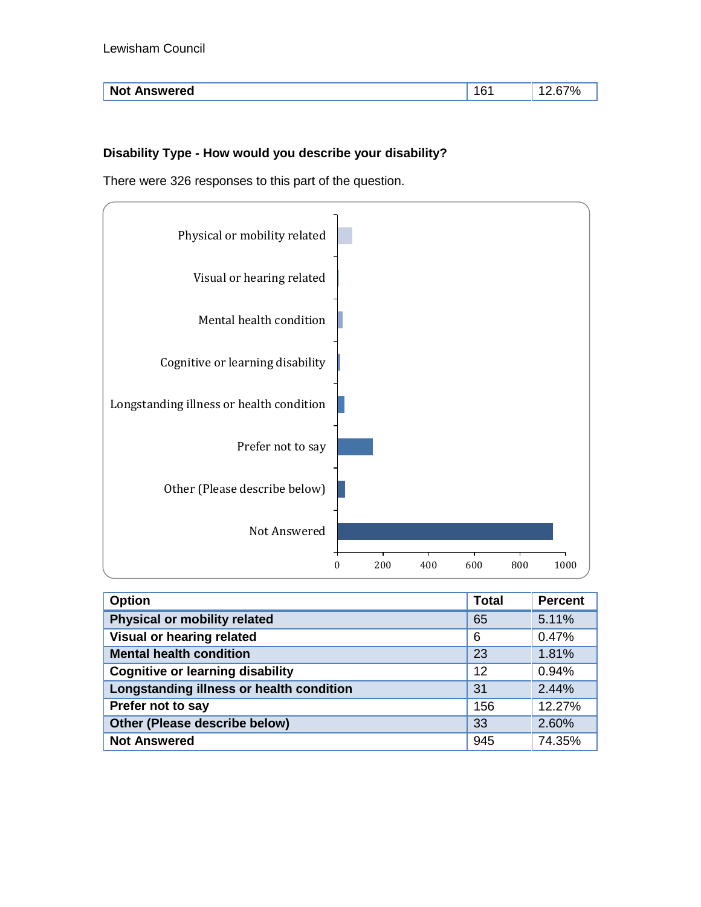| Not Answered | 161 | 12.67% |
|---|---|---|

**Disability Type - How would you describe your disability?**

There were 326 responses to this part of the question.

| Option | Total | Percent |
|---|---|---|
| Physical or mobility related | 65 | 5.11% |
| Visual or hearing related | 6 | 0.47% |
| Mental health condition | 23 | 1.81% |
| Cognitive or learning disability | 12 | 0.94% |
| Longstanding illness or health condition | 31 | 2.44% |
| Prefer not to say | 156 | 12.27% |
| Other (Please describe below) | 33 | 2.60% |
| Not Answered | 945 | 74.35% |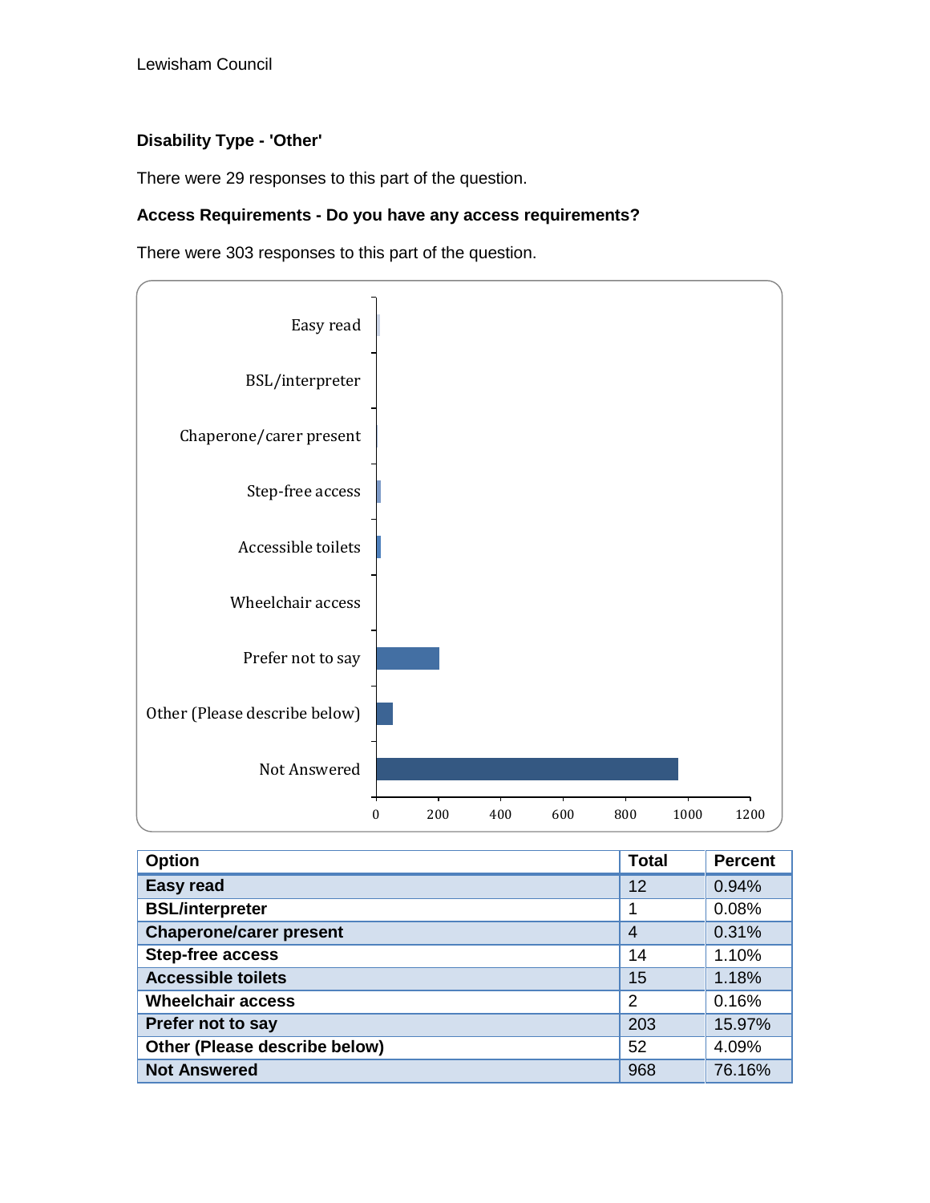### Disability Type - 'Other'

There were 29 responses to this part of the question.

### Access Requirements - Do you have any access requirements?

There were 303 responses to this part of the question.

| Option | Total | Percent |
|---|---|---|
| Easy read | 12 | 0.94% |
| BSL/interpreter | 1 | 0.08% |
| Chaperone/carer present | 4 | 0.31% |
| Step-free access | 14 | 1.10% |
| Accessible toilets | 15 | 1.18% |
| Wheelchair access | 2 | 0.16% |
| Prefer not to say | 203 | 15.97% |
| Other (Please describe below) | 52 | 4.09% |
| Not Answered | 968 | 76.16% |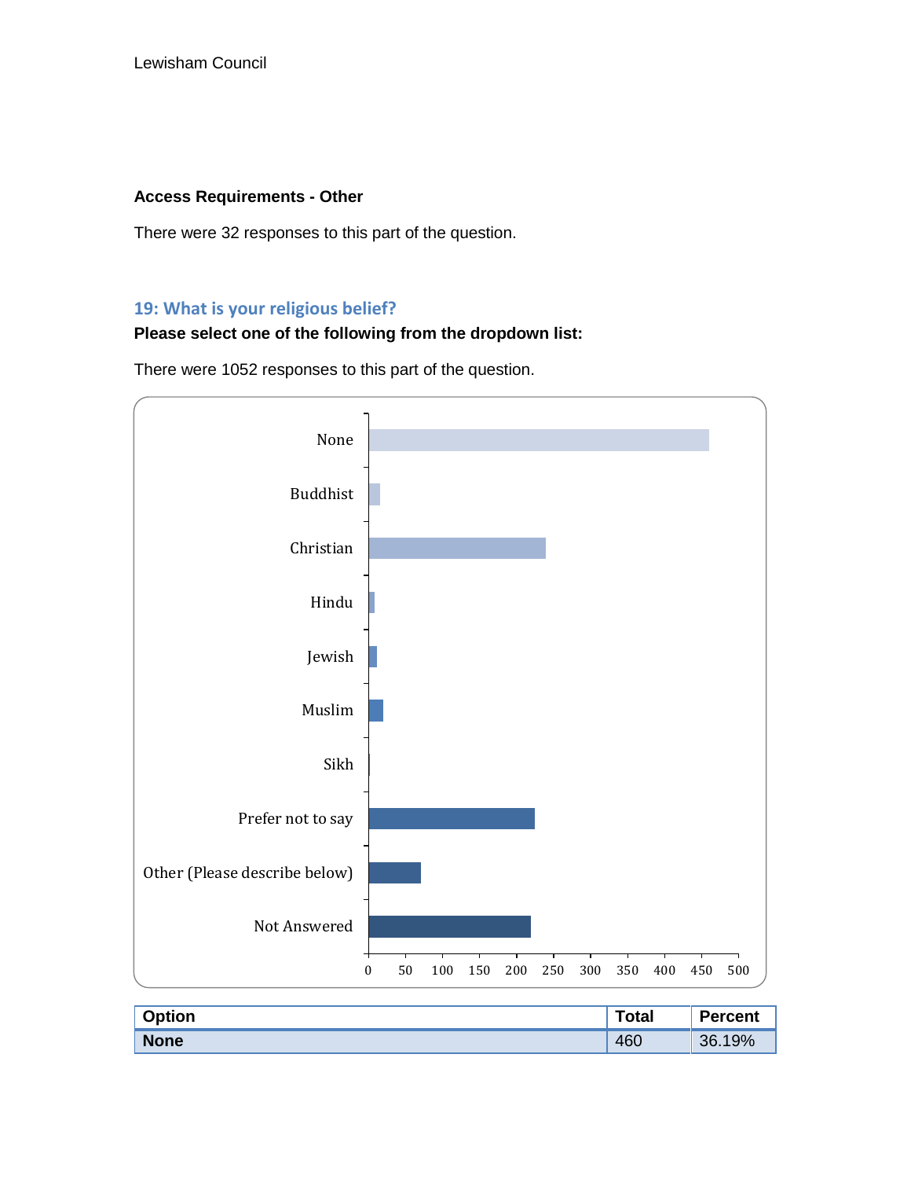### Access Requirements - Other

There were 32 responses to this part of the question.

## 19: What is your religious belief?

**Please select one of the following from the dropdown list:**

There were 1052 responses to this part of the question.

| Option | Total | Percent |
|---|---|---|
| **None** | 460 | 36.19% |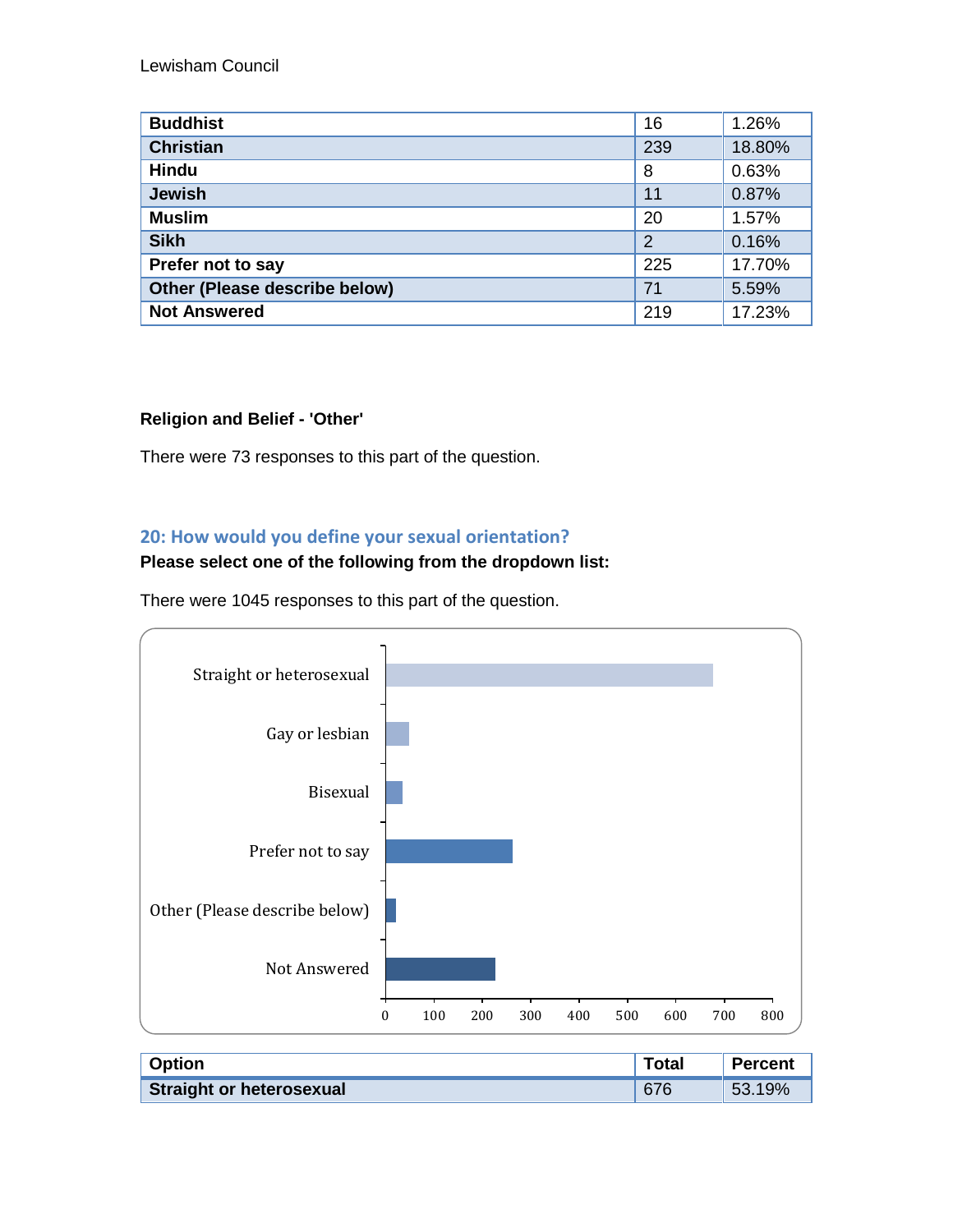| | | |
|---|---|---|
| **Buddhist** | 16 | 1.26% |
| **Christian** | 239 | 18.80% |
| **Hindu** | 8 | 0.63% |
| **Jewish** | 11 | 0.87% |
| **Muslim** | 20 | 1.57% |
| **Sikh** | 2 | 0.16% |
| **Prefer not to say** | 225 | 17.70% |
| **Other (Please describe below)** | 71 | 5.59% |
| **Not Answered** | 219 | 17.23% |

**Religion and Belief - 'Other'**

There were 73 responses to this part of the question.

## 20: How would you define your sexual orientation?

**Please select one of the following from the dropdown list:**

There were 1045 responses to this part of the question.

| Option | Total | Percent |
|---|---|---|
| **Straight or heterosexual** | 676 | 53.19% |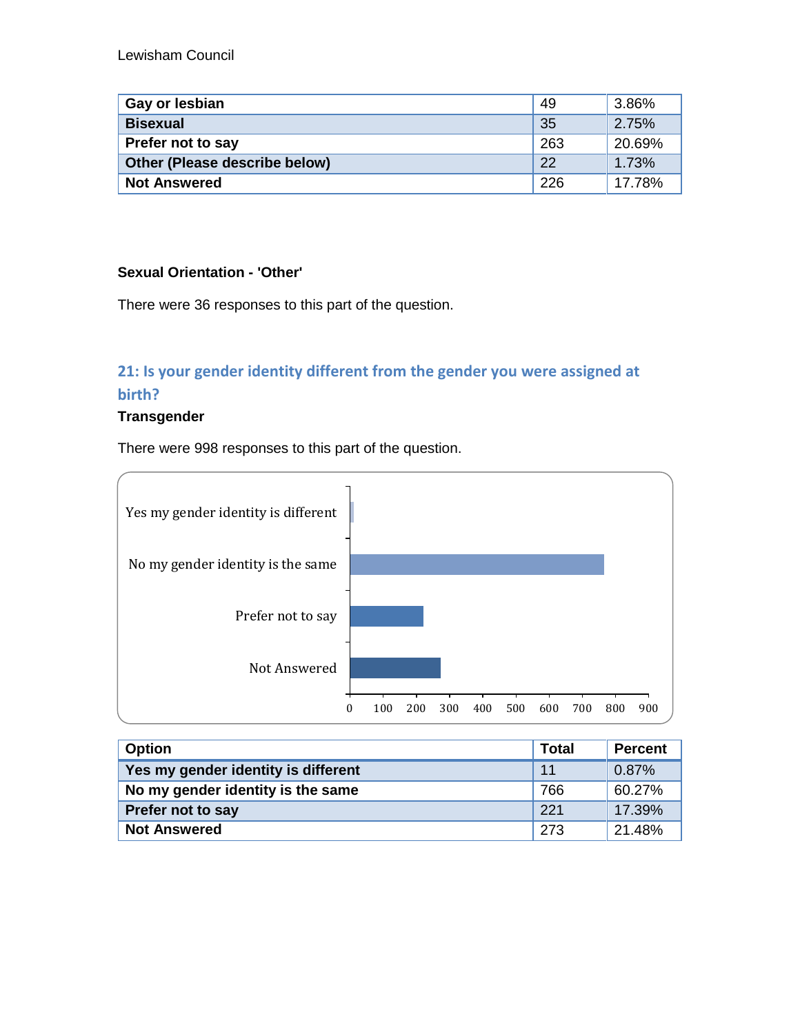| Gay or lesbian | 49 | 3.86% |
|---|---|---|
| Bisexual | 35 | 2.75% |
| Prefer not to say | 263 | 20.69% |
| Other (Please describe below) | 22 | 1.73% |
| Not Answered | 226 | 17.78% |

**Sexual Orientation - 'Other'**

There were 36 responses to this part of the question.

## 21: Is your gender identity different from the gender you were assigned at birth?

**Transgender**

There were 998 responses to this part of the question.

| Option | Total | Percent |
|---|---|---|
| Yes my gender identity is different | 11 | 0.87% |
| No my gender identity is the same | 766 | 60.27% |
| Prefer not to say | 221 | 17.39% |
| Not Answered | 273 | 21.48% |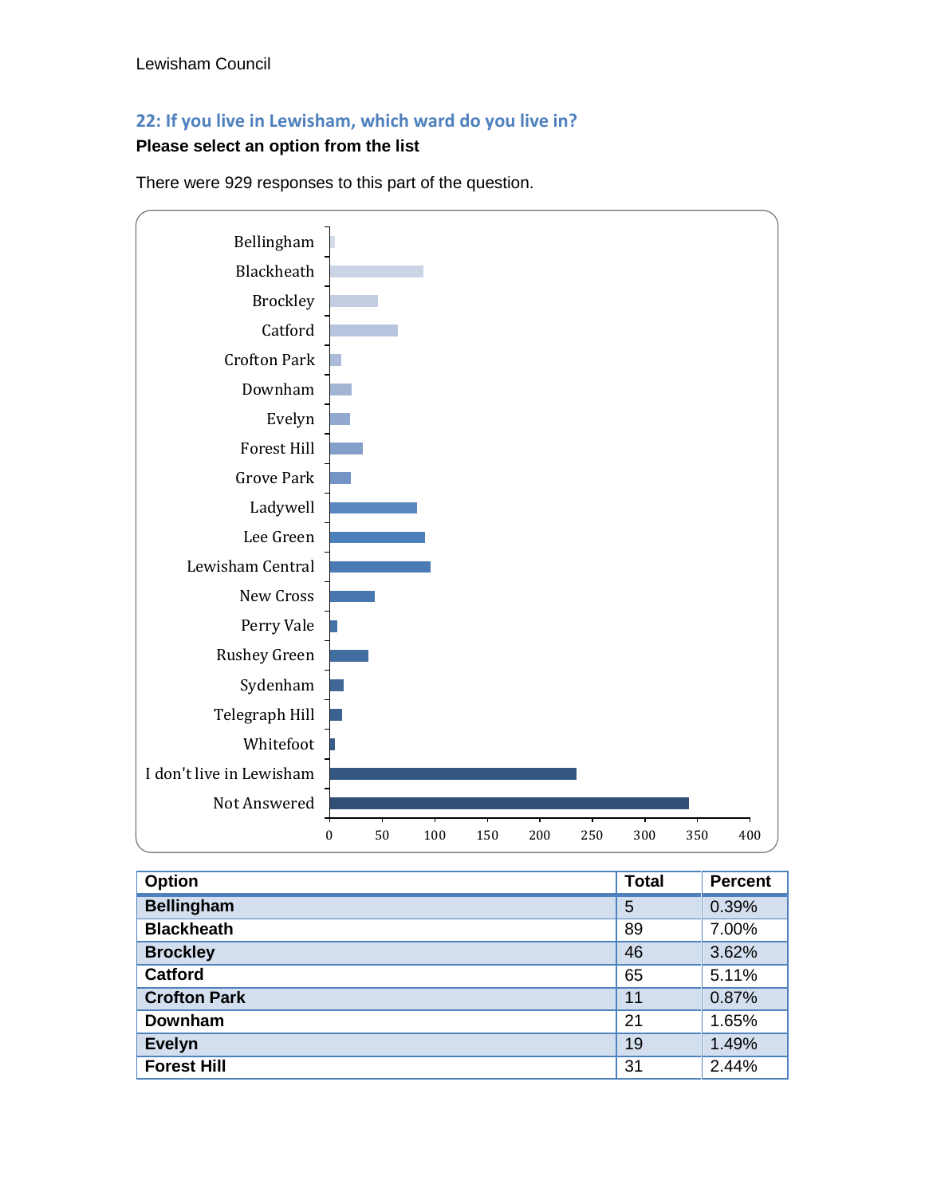## 22: If you live in Lewisham, which ward do you live in?

**Please select an option from the list**

There were 929 responses to this part of the question.

| Option | Total | Percent |
|---|---|---|
| Bellingham | 5 | 0.39% |
| Blackheath | 89 | 7.00% |
| Brockley | 46 | 3.62% |
| Catford | 65 | 5.11% |
| Crofton Park | 11 | 0.87% |
| Downham | 21 | 1.65% |
| Evelyn | 19 | 1.49% |
| Forest Hill | 31 | 2.44% |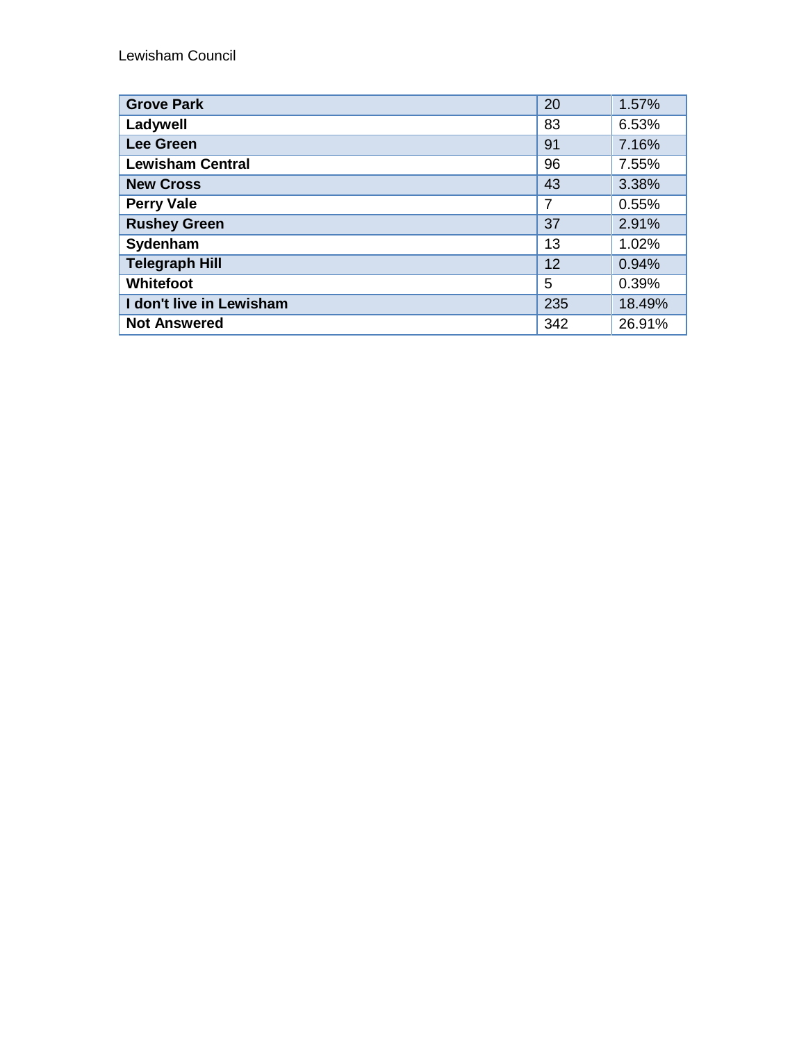| | | |
|---|---|---|
| **Grove Park** | 20 | 1.57% |
| **Ladywell** | 83 | 6.53% |
| **Lee Green** | 91 | 7.16% |
| **Lewisham Central** | 96 | 7.55% |
| **New Cross** | 43 | 3.38% |
| **Perry Vale** | 7 | 0.55% |
| **Rushey Green** | 37 | 2.91% |
| **Sydenham** | 13 | 1.02% |
| **Telegraph Hill** | 12 | 0.94% |
| **Whitefoot** | 5 | 0.39% |
| **I don't live in Lewisham** | 235 | 18.49% |
| **Not Answered** | 342 | 26.91% |